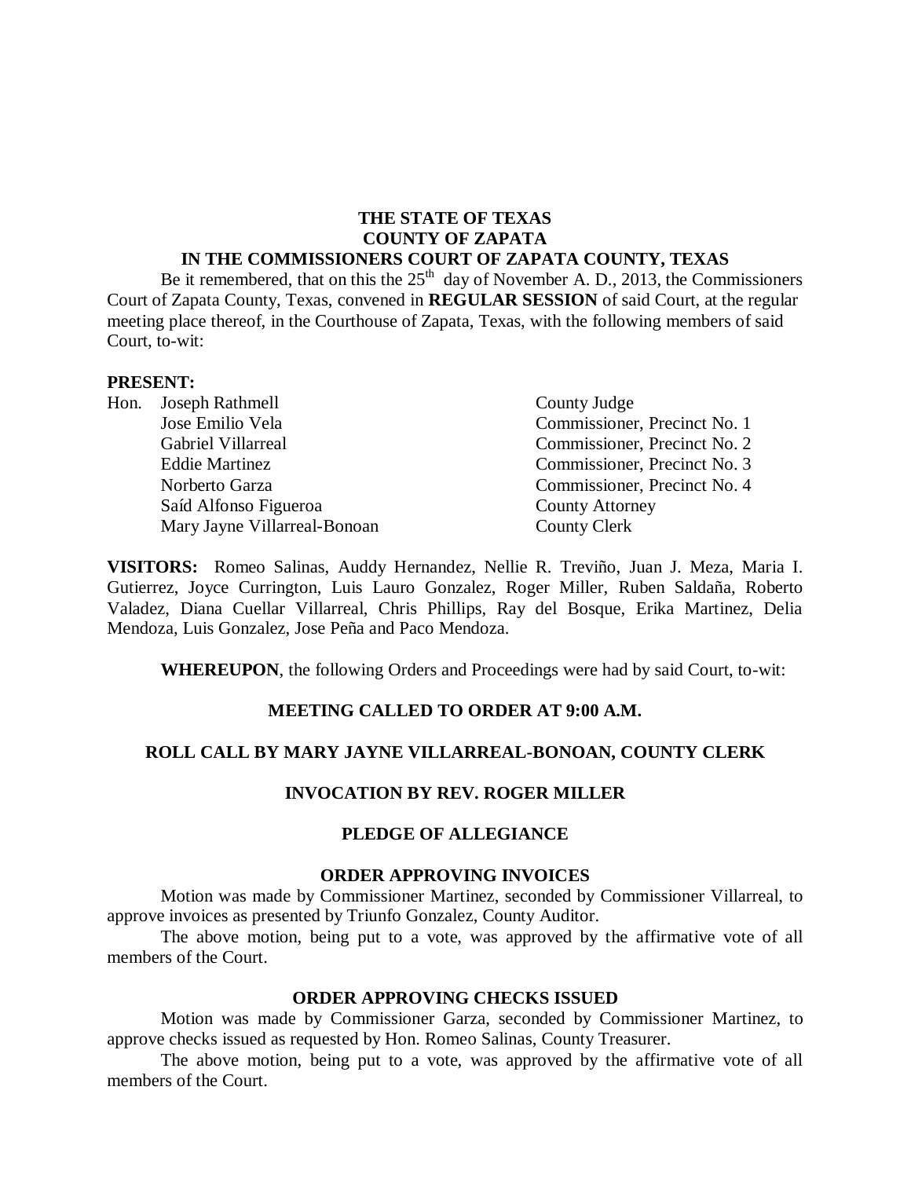**THE STATE OF TEXAS**
**COUNTY OF ZAPATA**
**IN THE COMMISSIONERS COURT OF ZAPATA COUNTY, TEXAS**

Be it remembered, that on this the 25th day of November A. D., 2013, the Commissioners Court of Zapata County, Texas, convened in **REGULAR SESSION** of said Court, at the regular meeting place thereof, in the Courthouse of Zapata, Texas, with the following members of said Court, to-wit:

**PRESENT:**

| | |
|---|---|
| Hon. Joseph Rathmell | County Judge |
| Jose Emilio Vela | Commissioner, Precinct No. 1 |
| Gabriel Villarreal | Commissioner, Precinct No. 2 |
| Eddie Martinez | Commissioner, Precinct No. 3 |
| Norberto Garza | Commissioner, Precinct No. 4 |
| Saíd Alfonso Figueroa | County Attorney |
| Mary Jayne Villarreal-Bonoan | County Clerk |

**VISITORS:** Romeo Salinas, Auddy Hernandez, Nellie R. Treviño, Juan J. Meza, Maria I. Gutierrez, Joyce Currington, Luis Lauro Gonzalez, Roger Miller, Ruben Saldaña, Roberto Valadez, Diana Cuellar Villarreal, Chris Phillips, Ray del Bosque, Erika Martinez, Delia Mendoza, Luis Gonzalez, Jose Peña and Paco Mendoza.

**WHEREUPON**, the following Orders and Proceedings were had by said Court, to-wit:

**MEETING CALLED TO ORDER AT 9:00 A.M.**

**ROLL CALL BY MARY JAYNE VILLARREAL-BONOAN, COUNTY CLERK**

**INVOCATION BY REV. ROGER MILLER**

**PLEDGE OF ALLEGIANCE**

**ORDER APPROVING INVOICES**

Motion was made by Commissioner Martinez, seconded by Commissioner Villarreal, to approve invoices as presented by Triunfo Gonzalez, County Auditor.

The above motion, being put to a vote, was approved by the affirmative vote of all members of the Court.

**ORDER APPROVING CHECKS ISSUED**

Motion was made by Commissioner Garza, seconded by Commissioner Martinez, to approve checks issued as requested by Hon. Romeo Salinas, County Treasurer.

The above motion, being put to a vote, was approved by the affirmative vote of all members of the Court.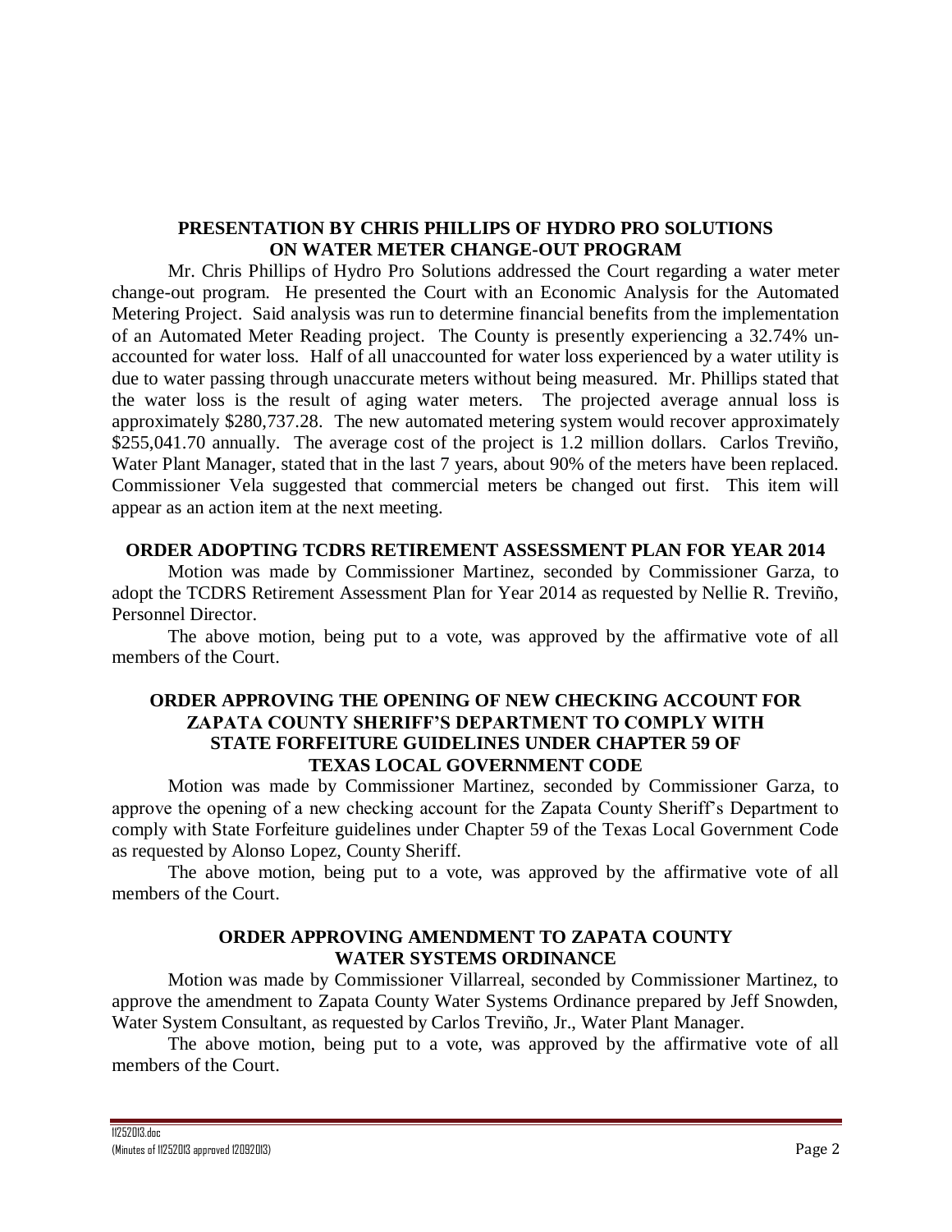**PRESENTATION BY CHRIS PHILLIPS OF HYDRO PRO SOLUTIONS ON WATER METER CHANGE-OUT PROGRAM**

Mr. Chris Phillips of Hydro Pro Solutions addressed the Court regarding a water meter change-out program. He presented the Court with an Economic Analysis for the Automated Metering Project. Said analysis was run to determine financial benefits from the implementation of an Automated Meter Reading project. The County is presently experiencing a 32.74% un-accounted for water loss. Half of all unaccounted for water loss experienced by a water utility is due to water passing through unaccurate meters without being measured. Mr. Phillips stated that the water loss is the result of aging water meters. The projected average annual loss is approximately $280,737.28. The new automated metering system would recover approximately $255,041.70 annually. The average cost of the project is 1.2 million dollars. Carlos Treviño, Water Plant Manager, stated that in the last 7 years, about 90% of the meters have been replaced. Commissioner Vela suggested that commercial meters be changed out first. This item will appear as an action item at the next meeting.

**ORDER ADOPTING TCDRS RETIREMENT ASSESSMENT PLAN FOR YEAR 2014**

Motion was made by Commissioner Martinez, seconded by Commissioner Garza, to adopt the TCDRS Retirement Assessment Plan for Year 2014 as requested by Nellie R. Treviño, Personnel Director.

The above motion, being put to a vote, was approved by the affirmative vote of all members of the Court.

**ORDER APPROVING THE OPENING OF NEW CHECKING ACCOUNT FOR ZAPATA COUNTY SHERIFF'S DEPARTMENT TO COMPLY WITH STATE FORFEITURE GUIDELINES UNDER CHAPTER 59 OF TEXAS LOCAL GOVERNMENT CODE**

Motion was made by Commissioner Martinez, seconded by Commissioner Garza, to approve the opening of a new checking account for the Zapata County Sheriff's Department to comply with State Forfeiture guidelines under Chapter 59 of the Texas Local Government Code as requested by Alonso Lopez, County Sheriff.

The above motion, being put to a vote, was approved by the affirmative vote of all members of the Court.

**ORDER APPROVING AMENDMENT TO ZAPATA COUNTY WATER SYSTEMS ORDINANCE**

Motion was made by Commissioner Villarreal, seconded by Commissioner Martinez, to approve the amendment to Zapata County Water Systems Ordinance prepared by Jeff Snowden, Water System Consultant, as requested by Carlos Treviño, Jr., Water Plant Manager.

The above motion, being put to a vote, was approved by the affirmative vote of all members of the Court.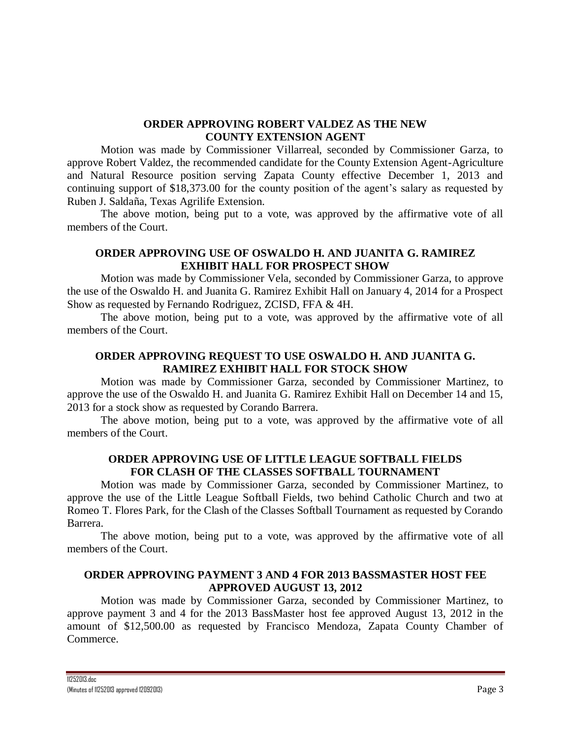### ORDER APPROVING ROBERT VALDEZ AS THE NEW COUNTY EXTENSION AGENT

Motion was made by Commissioner Villarreal, seconded by Commissioner Garza, to approve Robert Valdez, the recommended candidate for the County Extension Agent-Agriculture and Natural Resource position serving Zapata County effective December 1, 2013 and continuing support of $18,373.00 for the county position of the agent's salary as requested by Ruben J. Saldaña, Texas Agrilife Extension.

The above motion, being put to a vote, was approved by the affirmative vote of all members of the Court.

### ORDER APPROVING USE OF OSWALDO H. AND JUANITA G. RAMIREZ EXHIBIT HALL FOR PROSPECT SHOW

Motion was made by Commissioner Vela, seconded by Commissioner Garza, to approve the use of the Oswaldo H. and Juanita G. Ramirez Exhibit Hall on January 4, 2014 for a Prospect Show as requested by Fernando Rodriguez, ZCISD, FFA & 4H.

The above motion, being put to a vote, was approved by the affirmative vote of all members of the Court.

### ORDER APPROVING REQUEST TO USE OSWALDO H. AND JUANITA G. RAMIREZ EXHIBIT HALL FOR STOCK SHOW

Motion was made by Commissioner Garza, seconded by Commissioner Martinez, to approve the use of the Oswaldo H. and Juanita G. Ramirez Exhibit Hall on December 14 and 15, 2013 for a stock show as requested by Corando Barrera.

The above motion, being put to a vote, was approved by the affirmative vote of all members of the Court.

### ORDER APPROVING USE OF LITTLE LEAGUE SOFTBALL FIELDS FOR CLASH OF THE CLASSES SOFTBALL TOURNAMENT

Motion was made by Commissioner Garza, seconded by Commissioner Martinez, to approve the use of the Little League Softball Fields, two behind Catholic Church and two at Romeo T. Flores Park, for the Clash of the Classes Softball Tournament as requested by Corando Barrera.

The above motion, being put to a vote, was approved by the affirmative vote of all members of the Court.

### ORDER APPROVING PAYMENT 3 AND 4 FOR 2013 BASSMASTER HOST FEE APPROVED AUGUST 13, 2012

Motion was made by Commissioner Garza, seconded by Commissioner Martinez, to approve payment 3 and 4 for the 2013 BassMaster host fee approved August 13, 2012 in the amount of $12,500.00 as requested by Francisco Mendoza, Zapata County Chamber of Commerce.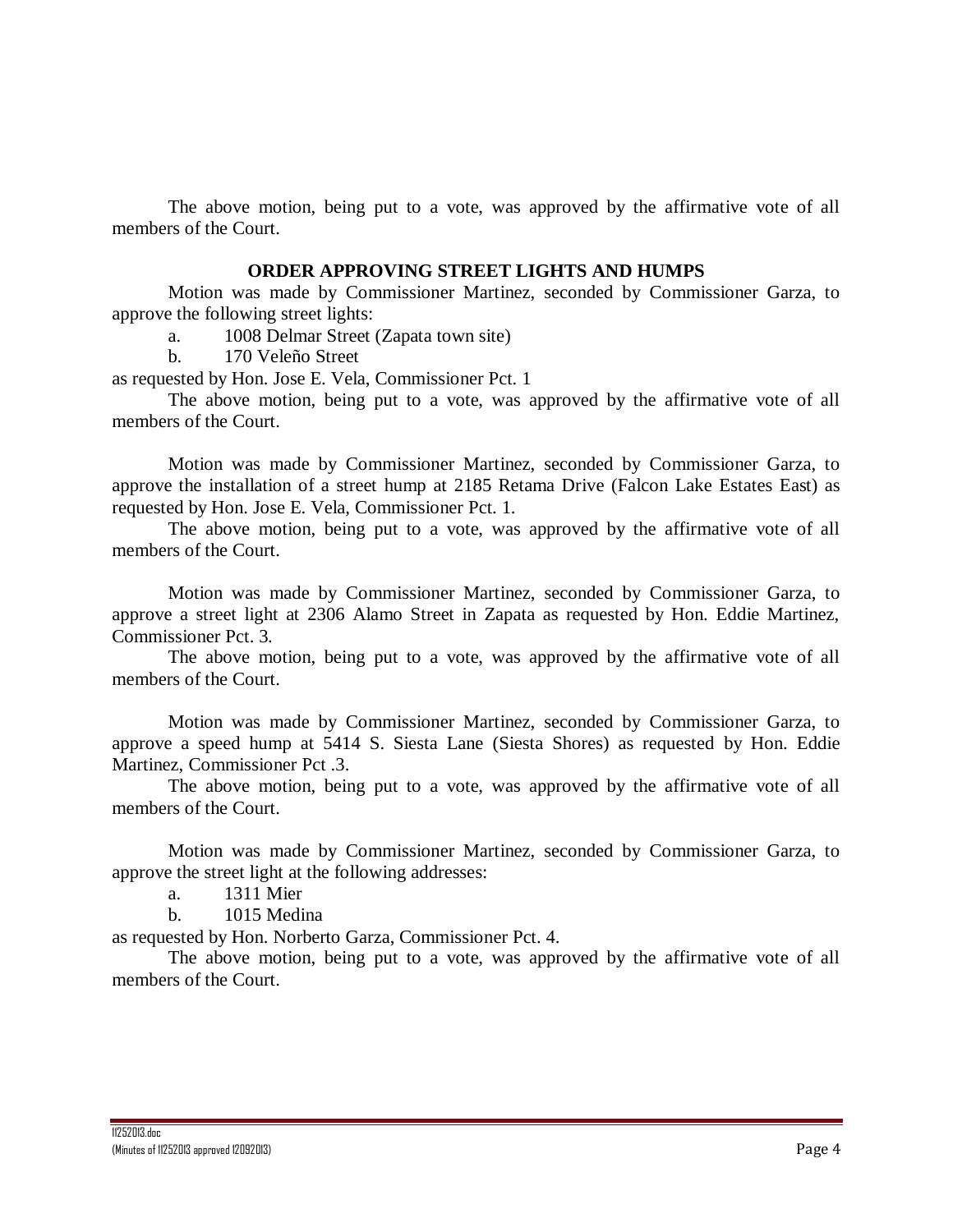The above motion, being put to a vote, was approved by the affirmative vote of all members of the Court.

**ORDER APPROVING STREET LIGHTS AND HUMPS**

Motion was made by Commissioner Martinez, seconded by Commissioner Garza, to approve the following street lights:

a. 1008 Delmar Street (Zapata town site)

b. 170 Veleño Street

as requested by Hon. Jose E. Vela, Commissioner Pct. 1

The above motion, being put to a vote, was approved by the affirmative vote of all members of the Court.

Motion was made by Commissioner Martinez, seconded by Commissioner Garza, to approve the installation of a street hump at 2185 Retama Drive (Falcon Lake Estates East) as requested by Hon. Jose E. Vela, Commissioner Pct. 1.

The above motion, being put to a vote, was approved by the affirmative vote of all members of the Court.

Motion was made by Commissioner Martinez, seconded by Commissioner Garza, to approve a street light at 2306 Alamo Street in Zapata as requested by Hon. Eddie Martinez, Commissioner Pct. 3.

The above motion, being put to a vote, was approved by the affirmative vote of all members of the Court.

Motion was made by Commissioner Martinez, seconded by Commissioner Garza, to approve a speed hump at 5414 S. Siesta Lane (Siesta Shores) as requested by Hon. Eddie Martinez, Commissioner Pct .3.

The above motion, being put to a vote, was approved by the affirmative vote of all members of the Court.

Motion was made by Commissioner Martinez, seconded by Commissioner Garza, to approve the street light at the following addresses:

a. 1311 Mier

b. 1015 Medina

as requested by Hon. Norberto Garza, Commissioner Pct. 4.

The above motion, being put to a vote, was approved by the affirmative vote of all members of the Court.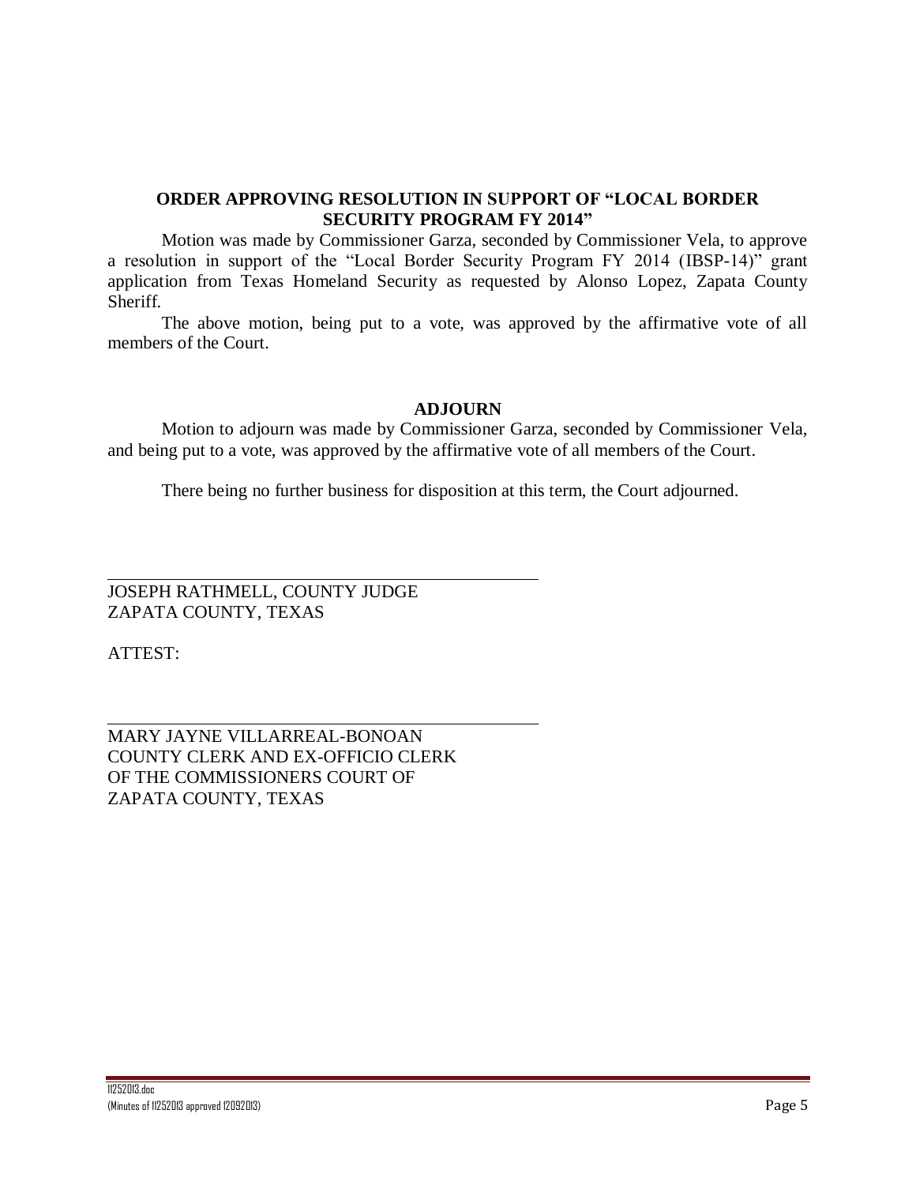### ORDER APPROVING RESOLUTION IN SUPPORT OF "LOCAL BORDER SECURITY PROGRAM FY 2014"

Motion was made by Commissioner Garza, seconded by Commissioner Vela, to approve a resolution in support of the "Local Border Security Program FY 2014 (IBSP-14)" grant application from Texas Homeland Security as requested by Alonso Lopez, Zapata County Sheriff.

The above motion, being put to a vote, was approved by the affirmative vote of all members of the Court.

### ADJOURN

Motion to adjourn was made by Commissioner Garza, seconded by Commissioner Vela, and being put to a vote, was approved by the affirmative vote of all members of the Court.

There being no further business for disposition at this term, the Court adjourned.

\_\_\_\_\_\_\_\_\_\_\_\_\_\_\_\_\_\_\_\_\_\_\_\_\_\_\_\_\_\_\_\_\_\_\_\_\_\_\_\_\_\_\_\_

JOSEPH RATHMELL, COUNTY JUDGE
ZAPATA COUNTY, TEXAS

ATTEST:

\_\_\_\_\_\_\_\_\_\_\_\_\_\_\_\_\_\_\_\_\_\_\_\_\_\_\_\_\_\_\_\_\_\_\_\_\_\_\_\_\_\_\_\_

MARY JAYNE VILLARREAL-BONOAN
COUNTY CLERK AND EX-OFFICIO CLERK
OF THE COMMISSIONERS COURT OF
ZAPATA COUNTY, TEXAS

11252013.doc
(Minutes of 11252013 approved 12092013)